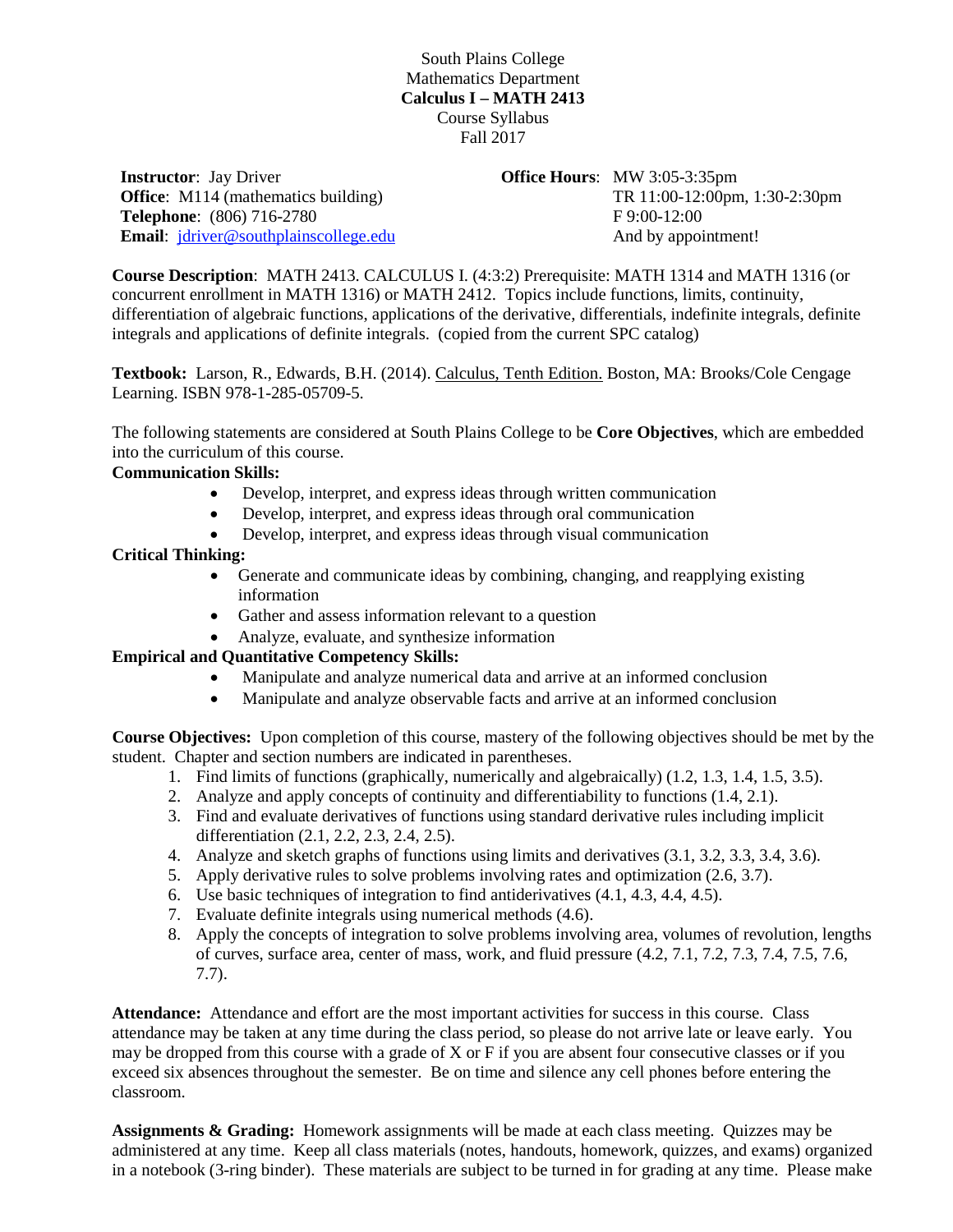South Plains College
Mathematics Department
**Calculus I – MATH 2413**
Course Syllabus
Fall 2017

**Instructor**: Jay Driver
**Office**: M114 (mathematics building)
**Telephone**: (806) 716-2780
**Email**: jdriver@southplainscollege.edu

**Office Hours**: MW 3:05-3:35pm
TR 11:00-12:00pm, 1:30-2:30pm
F 9:00-12:00
And by appointment!

**Course Description**: MATH 2413. CALCULUS I. (4:3:2) Prerequisite: MATH 1314 and MATH 1316 (or concurrent enrollment in MATH 1316) or MATH 2412. Topics include functions, limits, continuity, differentiation of algebraic functions, applications of the derivative, differentials, indefinite integrals, definite integrals and applications of definite integrals. (copied from the current SPC catalog)

**Textbook:** Larson, R., Edwards, B.H. (2014). Calculus, Tenth Edition. Boston, MA: Brooks/Cole Cengage Learning. ISBN 978-1-285-05709-5.

The following statements are considered at South Plains College to be **Core Objectives**, which are embedded into the curriculum of this course.

**Communication Skills:**
- Develop, interpret, and express ideas through written communication
- Develop, interpret, and express ideas through oral communication
- Develop, interpret, and express ideas through visual communication

**Critical Thinking:**
- Generate and communicate ideas by combining, changing, and reapplying existing information
- Gather and assess information relevant to a question
- Analyze, evaluate, and synthesize information

**Empirical and Quantitative Competency Skills:**
- Manipulate and analyze numerical data and arrive at an informed conclusion
- Manipulate and analyze observable facts and arrive at an informed conclusion

**Course Objectives:** Upon completion of this course, mastery of the following objectives should be met by the student. Chapter and section numbers are indicated in parentheses.

1. Find limits of functions (graphically, numerically and algebraically) (1.2, 1.3, 1.4, 1.5, 3.5).
2. Analyze and apply concepts of continuity and differentiability to functions (1.4, 2.1).
3. Find and evaluate derivatives of functions using standard derivative rules including implicit differentiation (2.1, 2.2, 2.3, 2.4, 2.5).
4. Analyze and sketch graphs of functions using limits and derivatives (3.1, 3.2, 3.3, 3.4, 3.6).
5. Apply derivative rules to solve problems involving rates and optimization (2.6, 3.7).
6. Use basic techniques of integration to find antiderivatives (4.1, 4.3, 4.4, 4.5).
7. Evaluate definite integrals using numerical methods (4.6).
8. Apply the concepts of integration to solve problems involving area, volumes of revolution, lengths of curves, surface area, center of mass, work, and fluid pressure (4.2, 7.1, 7.2, 7.3, 7.4, 7.5, 7.6, 7.7).

**Attendance:** Attendance and effort are the most important activities for success in this course. Class attendance may be taken at any time during the class period, so please do not arrive late or leave early. You may be dropped from this course with a grade of X or F if you are absent four consecutive classes or if you exceed six absences throughout the semester. Be on time and silence any cell phones before entering the classroom.

**Assignments & Grading:** Homework assignments will be made at each class meeting. Quizzes may be administered at any time. Keep all class materials (notes, handouts, homework, quizzes, and exams) organized in a notebook (3-ring binder). These materials are subject to be turned in for grading at any time. Please make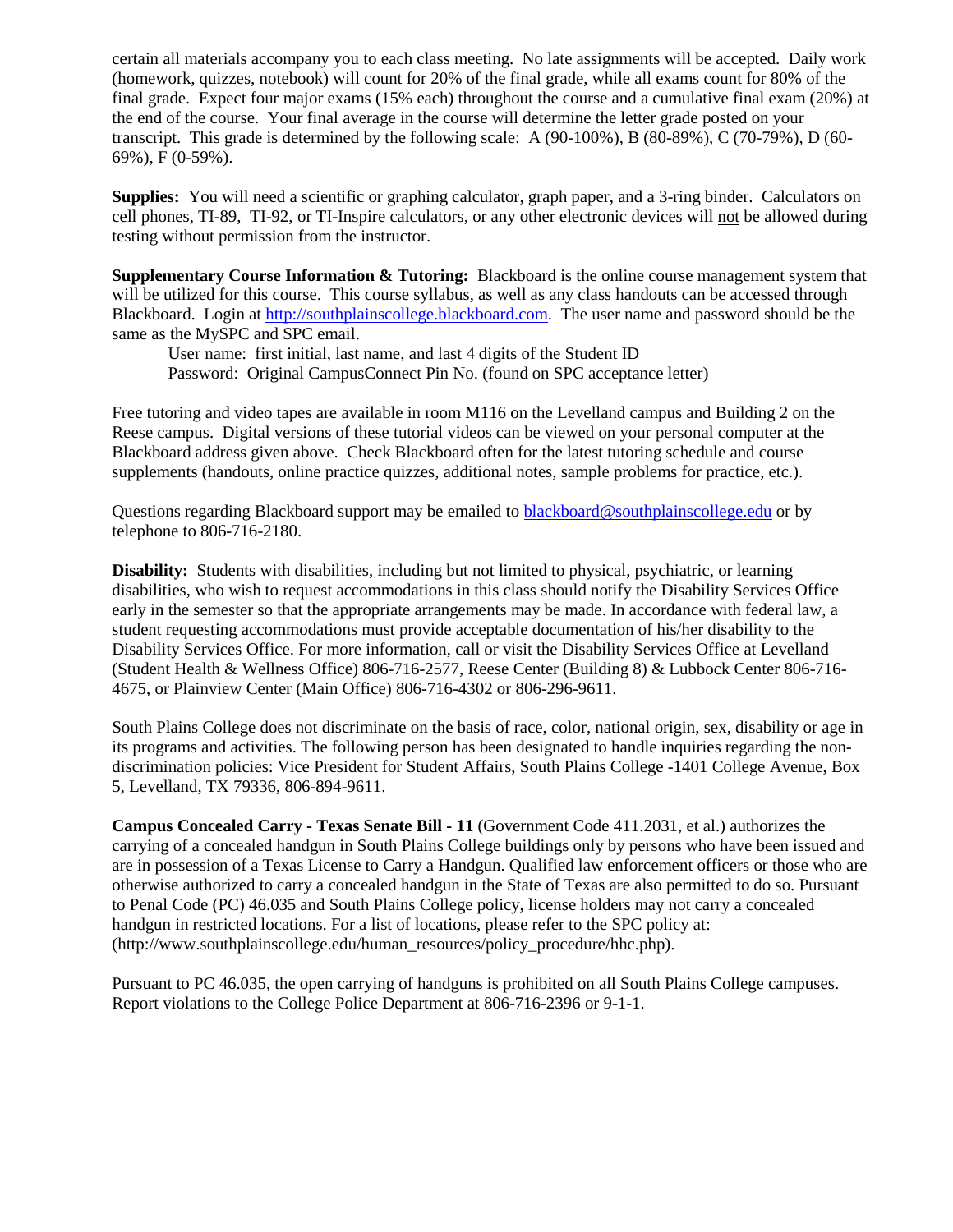certain all materials accompany you to each class meeting. No late assignments will be accepted. Daily work (homework, quizzes, notebook) will count for 20% of the final grade, while all exams count for 80% of the final grade. Expect four major exams (15% each) throughout the course and a cumulative final exam (20%) at the end of the course. Your final average in the course will determine the letter grade posted on your transcript. This grade is determined by the following scale: A (90-100%), B (80-89%), C (70-79%), D (60-69%), F (0-59%).

**Supplies:** You will need a scientific or graphing calculator, graph paper, and a 3-ring binder. Calculators on cell phones, TI-89, TI-92, or TI-Inspire calculators, or any other electronic devices will not be allowed during testing without permission from the instructor.

**Supplementary Course Information & Tutoring:** Blackboard is the online course management system that will be utilized for this course. This course syllabus, as well as any class handouts can be accessed through Blackboard. Login at http://southplainscollege.blackboard.com. The user name and password should be the same as the MySPC and SPC email.

User name: first initial, last name, and last 4 digits of the Student ID
Password: Original CampusConnect Pin No. (found on SPC acceptance letter)

Free tutoring and video tapes are available in room M116 on the Levelland campus and Building 2 on the Reese campus. Digital versions of these tutorial videos can be viewed on your personal computer at the Blackboard address given above. Check Blackboard often for the latest tutoring schedule and course supplements (handouts, online practice quizzes, additional notes, sample problems for practice, etc.).

Questions regarding Blackboard support may be emailed to blackboard@southplainscollege.edu or by telephone to 806-716-2180.

**Disability:** Students with disabilities, including but not limited to physical, psychiatric, or learning disabilities, who wish to request accommodations in this class should notify the Disability Services Office early in the semester so that the appropriate arrangements may be made. In accordance with federal law, a student requesting accommodations must provide acceptable documentation of his/her disability to the Disability Services Office. For more information, call or visit the Disability Services Office at Levelland (Student Health & Wellness Office) 806-716-2577, Reese Center (Building 8) & Lubbock Center 806-716-4675, or Plainview Center (Main Office) 806-716-4302 or 806-296-9611.

South Plains College does not discriminate on the basis of race, color, national origin, sex, disability or age in its programs and activities. The following person has been designated to handle inquiries regarding the non-discrimination policies: Vice President for Student Affairs, South Plains College -1401 College Avenue, Box 5, Levelland, TX 79336, 806-894-9611.

**Campus Concealed Carry - Texas Senate Bill - 11** (Government Code 411.2031, et al.) authorizes the carrying of a concealed handgun in South Plains College buildings only by persons who have been issued and are in possession of a Texas License to Carry a Handgun. Qualified law enforcement officers or those who are otherwise authorized to carry a concealed handgun in the State of Texas are also permitted to do so. Pursuant to Penal Code (PC) 46.035 and South Plains College policy, license holders may not carry a concealed handgun in restricted locations. For a list of locations, please refer to the SPC policy at: (http://www.southplainscollege.edu/human_resources/policy_procedure/hhc.php).

Pursuant to PC 46.035, the open carrying of handguns is prohibited on all South Plains College campuses. Report violations to the College Police Department at 806-716-2396 or 9-1-1.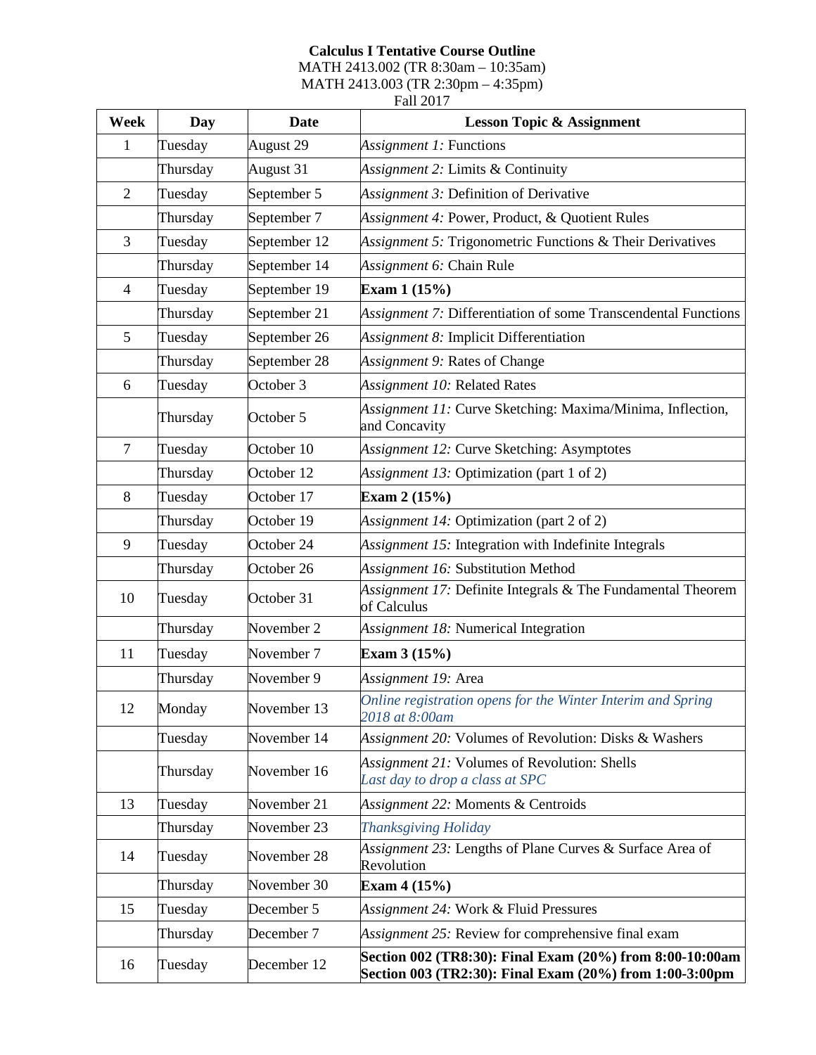**Calculus I Tentative Course Outline**
MATH 2413.002 (TR 8:30am – 10:35am)
MATH 2413.003 (TR 2:30pm – 4:35pm)
Fall 2017

| Week | Day | Date | Lesson Topic & Assignment |
|---|---|---|---|
| 1 | Tuesday | August 29 | *Assignment 1:* Functions |
| | Thursday | August 31 | *Assignment 2:* Limits & Continuity |
| 2 | Tuesday | September 5 | *Assignment 3:* Definition of Derivative |
| | Thursday | September 7 | *Assignment 4:* Power, Product, & Quotient Rules |
| 3 | Tuesday | September 12 | *Assignment 5:* Trigonometric Functions & Their Derivatives |
| | Thursday | September 14 | *Assignment 6:* Chain Rule |
| 4 | Tuesday | September 19 | **Exam 1 (15%)** |
| | Thursday | September 21 | *Assignment 7:* Differentiation of some Transcendental Functions |
| 5 | Tuesday | September 26 | *Assignment 8:* Implicit Differentiation |
| | Thursday | September 28 | *Assignment 9:* Rates of Change |
| 6 | Tuesday | October 3 | *Assignment 10:* Related Rates |
| | Thursday | October 5 | *Assignment 11:* Curve Sketching: Maxima/Minima, Inflection, and Concavity |
| 7 | Tuesday | October 10 | *Assignment 12:* Curve Sketching: Asymptotes |
| | Thursday | October 12 | *Assignment 13:* Optimization (part 1 of 2) |
| 8 | Tuesday | October 17 | **Exam 2 (15%)** |
| | Thursday | October 19 | *Assignment 14:* Optimization (part 2 of 2) |
| 9 | Tuesday | October 24 | *Assignment 15:* Integration with Indefinite Integrals |
| | Thursday | October 26 | *Assignment 16:* Substitution Method |
| 10 | Tuesday | October 31 | *Assignment 17:* Definite Integrals & The Fundamental Theorem of Calculus |
| | Thursday | November 2 | *Assignment 18:* Numerical Integration |
| 11 | Tuesday | November 7 | **Exam 3 (15%)** |
| | Thursday | November 9 | *Assignment 19:* Area |
| 12 | Monday | November 13 | *Online registration opens for the Winter Interim and Spring 2018 at 8:00am* |
| | Tuesday | November 14 | *Assignment 20:* Volumes of Revolution: Disks & Washers |
| | Thursday | November 16 | *Assignment 21:* Volumes of Revolution: Shells *Last day to drop a class at SPC* |
| 13 | Tuesday | November 21 | *Assignment 22:* Moments & Centroids |
| | Thursday | November 23 | *Thanksgiving Holiday* |
| 14 | Tuesday | November 28 | *Assignment 23:* Lengths of Plane Curves & Surface Area of Revolution |
| | Thursday | November 30 | **Exam 4 (15%)** |
| 15 | Tuesday | December 5 | *Assignment 24:* Work & Fluid Pressures |
| | Thursday | December 7 | *Assignment 25:* Review for comprehensive final exam |
| 16 | Tuesday | December 12 | **Section 002 (TR8:30): Final Exam (20%) from 8:00-10:00am** **Section 003 (TR2:30): Final Exam (20%) from 1:00-3:00pm** |